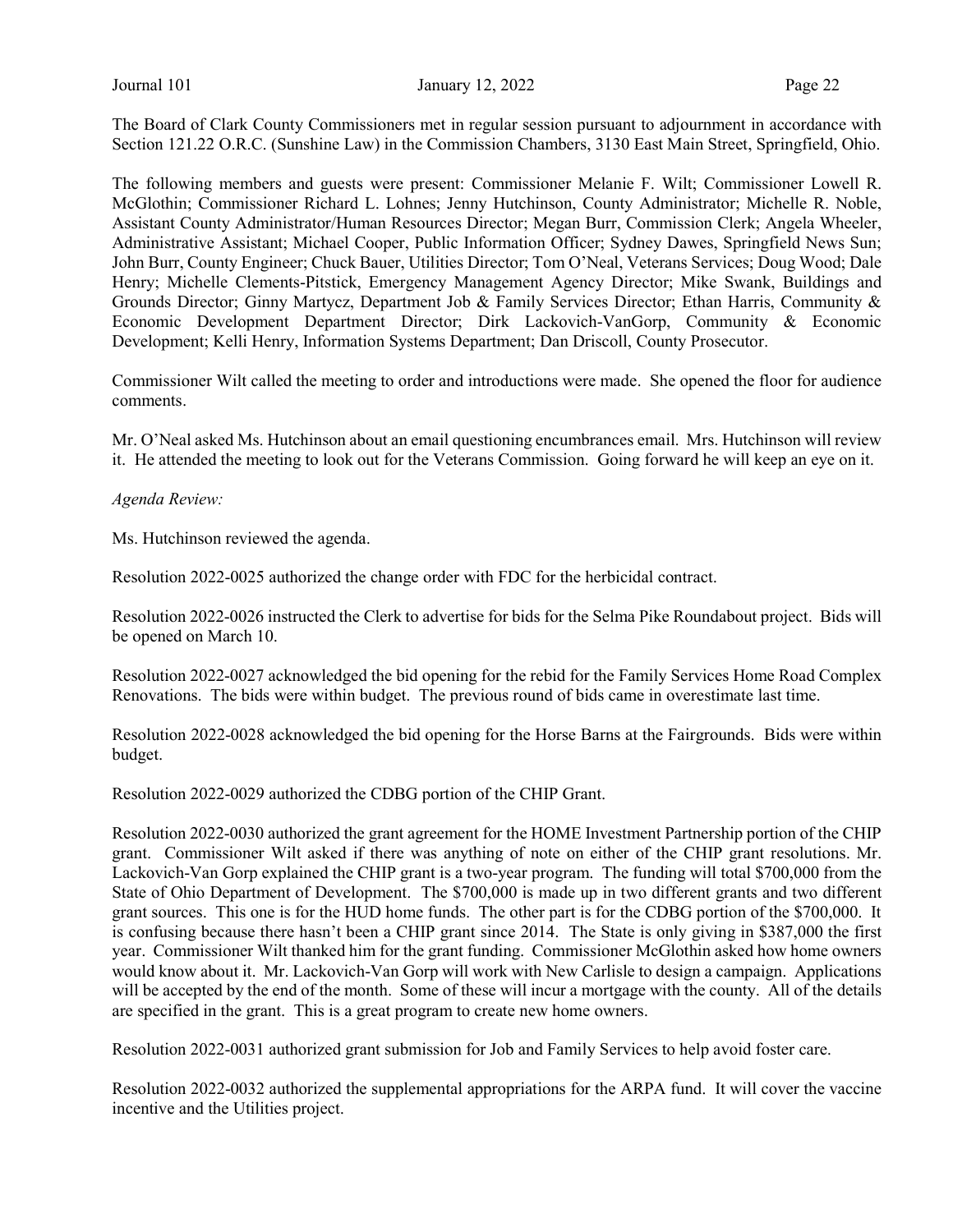The Board of Clark County Commissioners met in regular session pursuant to adjournment in accordance with Section 121.22 O.R.C. (Sunshine Law) in the Commission Chambers, 3130 East Main Street, Springfield, Ohio.

The following members and guests were present: Commissioner Melanie F. Wilt; Commissioner Lowell R. McGlothin; Commissioner Richard L. Lohnes; Jenny Hutchinson, County Administrator; Michelle R. Noble, Assistant County Administrator/Human Resources Director; Megan Burr, Commission Clerk; Angela Wheeler, Administrative Assistant; Michael Cooper, Public Information Officer; Sydney Dawes, Springfield News Sun; John Burr, County Engineer; Chuck Bauer, Utilities Director; Tom O'Neal, Veterans Services; Doug Wood; Dale Henry; Michelle Clements-Pitstick, Emergency Management Agency Director; Mike Swank, Buildings and Grounds Director; Ginny Martycz, Department Job & Family Services Director; Ethan Harris, Community & Economic Development Department Director; Dirk Lackovich-VanGorp, Community & Economic Development; Kelli Henry, Information Systems Department; Dan Driscoll, County Prosecutor.

Commissioner Wilt called the meeting to order and introductions were made. She opened the floor for audience comments.

Mr. O'Neal asked Ms. Hutchinson about an email questioning encumbrances email. Mrs. Hutchinson will review it. He attended the meeting to look out for the Veterans Commission. Going forward he will keep an eye on it.

*Agenda Review:*

Ms. Hutchinson reviewed the agenda.

Resolution 2022-0025 authorized the change order with FDC for the herbicidal contract.

Resolution 2022-0026 instructed the Clerk to advertise for bids for the Selma Pike Roundabout project. Bids will be opened on March 10.

Resolution 2022-0027 acknowledged the bid opening for the rebid for the Family Services Home Road Complex Renovations. The bids were within budget. The previous round of bids came in overestimate last time.

Resolution 2022-0028 acknowledged the bid opening for the Horse Barns at the Fairgrounds. Bids were within budget.

Resolution 2022-0029 authorized the CDBG portion of the CHIP Grant.

Resolution 2022-0030 authorized the grant agreement for the HOME Investment Partnership portion of the CHIP grant. Commissioner Wilt asked if there was anything of note on either of the CHIP grant resolutions. Mr. Lackovich-Van Gorp explained the CHIP grant is a two-year program. The funding will total $700,000 from the State of Ohio Department of Development. The $700,000 is made up in two different grants and two different grant sources. This one is for the HUD home funds. The other part is for the CDBG portion of the $700,000. It is confusing because there hasn't been a CHIP grant since 2014. The State is only giving in $387,000 the first year. Commissioner Wilt thanked him for the grant funding. Commissioner McGlothin asked how home owners would know about it. Mr. Lackovich-Van Gorp will work with New Carlisle to design a campaign. Applications will be accepted by the end of the month. Some of these will incur a mortgage with the county. All of the details are specified in the grant. This is a great program to create new home owners.

Resolution 2022-0031 authorized grant submission for Job and Family Services to help avoid foster care.

Resolution 2022-0032 authorized the supplemental appropriations for the ARPA fund. It will cover the vaccine incentive and the Utilities project.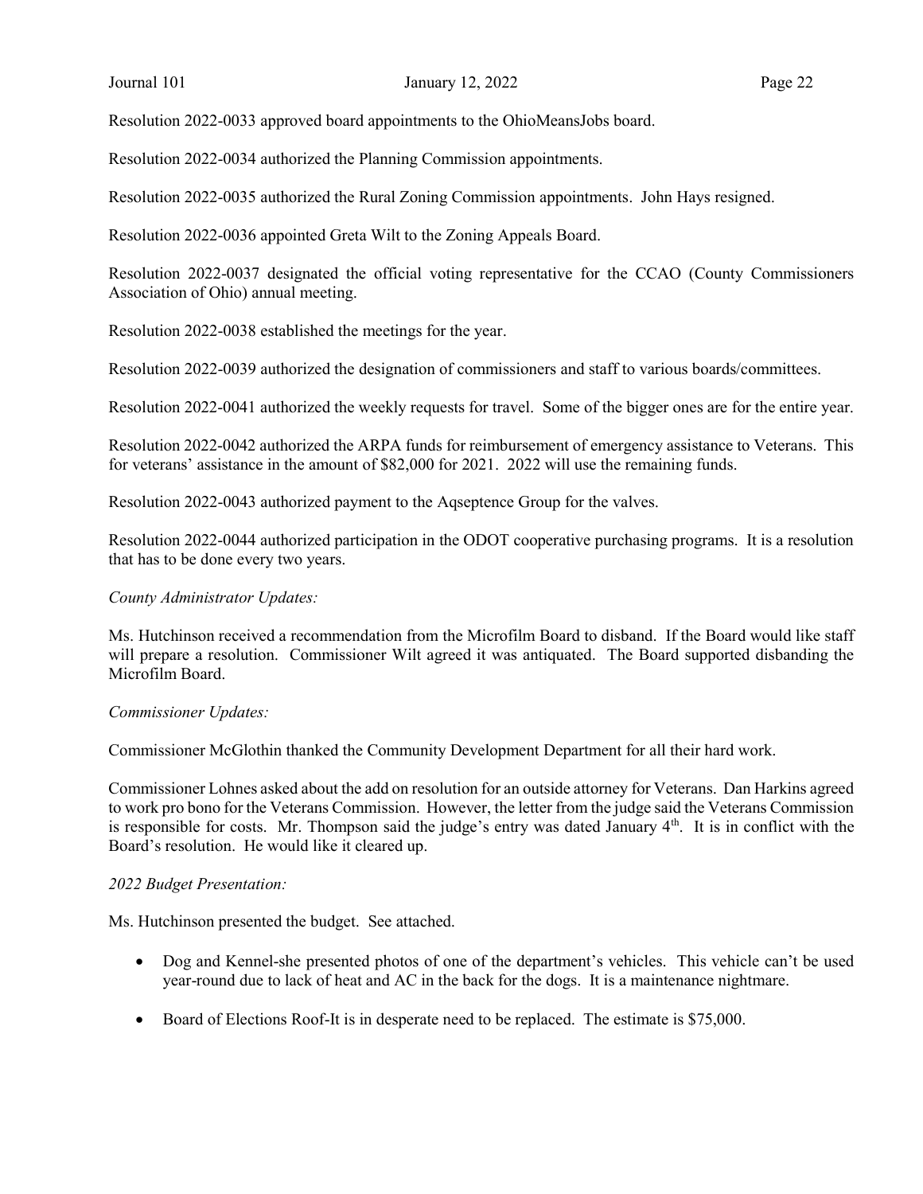Resolution 2022-0033 approved board appointments to the OhioMeansJobs board.

Resolution 2022-0034 authorized the Planning Commission appointments.

Resolution 2022-0035 authorized the Rural Zoning Commission appointments. John Hays resigned.

Resolution 2022-0036 appointed Greta Wilt to the Zoning Appeals Board.

Resolution 2022-0037 designated the official voting representative for the CCAO (County Commissioners Association of Ohio) annual meeting.

Resolution 2022-0038 established the meetings for the year.

Resolution 2022-0039 authorized the designation of commissioners and staff to various boards/committees.

Resolution 2022-0041 authorized the weekly requests for travel. Some of the bigger ones are for the entire year.

Resolution 2022-0042 authorized the ARPA funds for reimbursement of emergency assistance to Veterans. This for veterans' assistance in the amount of $82,000 for 2021. 2022 will use the remaining funds.

Resolution 2022-0043 authorized payment to the Aqseptence Group for the valves.

Resolution 2022-0044 authorized participation in the ODOT cooperative purchasing programs. It is a resolution that has to be done every two years.

*County Administrator Updates:*

Ms. Hutchinson received a recommendation from the Microfilm Board to disband. If the Board would like staff will prepare a resolution. Commissioner Wilt agreed it was antiquated. The Board supported disbanding the Microfilm Board.

*Commissioner Updates:*

Commissioner McGlothin thanked the Community Development Department for all their hard work.

Commissioner Lohnes asked about the add on resolution for an outside attorney for Veterans. Dan Harkins agreed to work pro bono for the Veterans Commission. However, the letter from the judge said the Veterans Commission is responsible for costs. Mr. Thompson said the judge's entry was dated January 4th. It is in conflict with the Board's resolution. He would like it cleared up.

*2022 Budget Presentation:*

Ms. Hutchinson presented the budget. See attached.

- Dog and Kennel-she presented photos of one of the department's vehicles. This vehicle can't be used year-round due to lack of heat and AC in the back for the dogs. It is a maintenance nightmare.
- Board of Elections Roof-It is in desperate need to be replaced. The estimate is $75,000.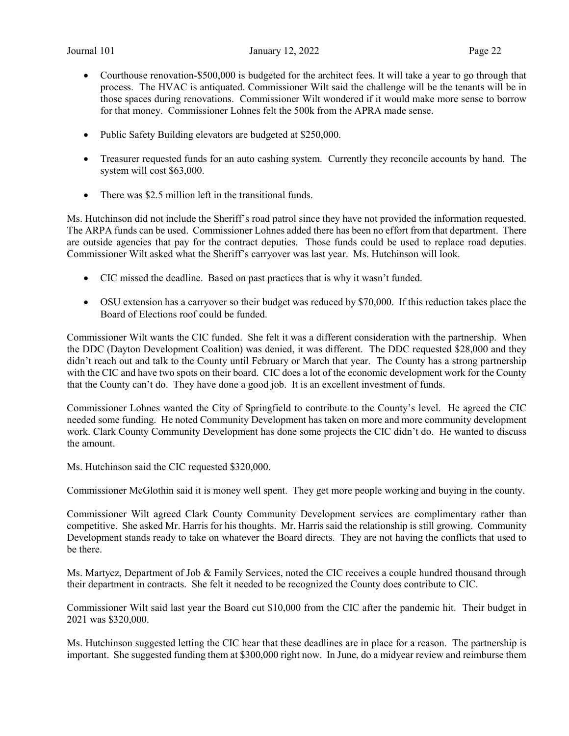- Courthouse renovation-$500,000 is budgeted for the architect fees. It will take a year to go through that process. The HVAC is antiquated. Commissioner Wilt said the challenge will be the tenants will be in those spaces during renovations. Commissioner Wilt wondered if it would make more sense to borrow for that money. Commissioner Lohnes felt the 500k from the APRA made sense.

- Public Safety Building elevators are budgeted at $250,000.

- Treasurer requested funds for an auto cashing system. Currently they reconcile accounts by hand. The system will cost $63,000.

- There was $2.5 million left in the transitional funds.

Ms. Hutchinson did not include the Sheriff's road patrol since they have not provided the information requested. The ARPA funds can be used. Commissioner Lohnes added there has been no effort from that department. There are outside agencies that pay for the contract deputies. Those funds could be used to replace road deputies. Commissioner Wilt asked what the Sheriff's carryover was last year. Ms. Hutchinson will look.

- CIC missed the deadline. Based on past practices that is why it wasn't funded.

- OSU extension has a carryover so their budget was reduced by $70,000. If this reduction takes place the Board of Elections roof could be funded.

Commissioner Wilt wants the CIC funded. She felt it was a different consideration with the partnership. When the DDC (Dayton Development Coalition) was denied, it was different. The DDC requested $28,000 and they didn't reach out and talk to the County until February or March that year. The County has a strong partnership with the CIC and have two spots on their board. CIC does a lot of the economic development work for the County that the County can't do. They have done a good job. It is an excellent investment of funds.

Commissioner Lohnes wanted the City of Springfield to contribute to the County's level. He agreed the CIC needed some funding. He noted Community Development has taken on more and more community development work. Clark County Community Development has done some projects the CIC didn't do. He wanted to discuss the amount.

Ms. Hutchinson said the CIC requested $320,000.

Commissioner McGlothin said it is money well spent. They get more people working and buying in the county.

Commissioner Wilt agreed Clark County Community Development services are complimentary rather than competitive. She asked Mr. Harris for his thoughts. Mr. Harris said the relationship is still growing. Community Development stands ready to take on whatever the Board directs. They are not having the conflicts that used to be there.

Ms. Martycz, Department of Job & Family Services, noted the CIC receives a couple hundred thousand through their department in contracts. She felt it needed to be recognized the County does contribute to CIC.

Commissioner Wilt said last year the Board cut $10,000 from the CIC after the pandemic hit. Their budget in 2021 was $320,000.

Ms. Hutchinson suggested letting the CIC hear that these deadlines are in place for a reason. The partnership is important. She suggested funding them at $300,000 right now. In June, do a midyear review and reimburse them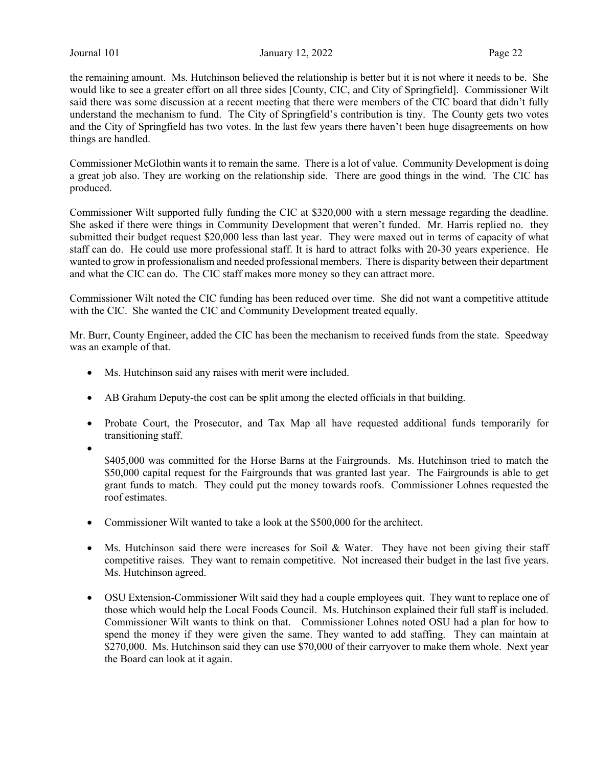the remaining amount. Ms. Hutchinson believed the relationship is better but it is not where it needs to be. She would like to see a greater effort on all three sides [County, CIC, and City of Springfield]. Commissioner Wilt said there was some discussion at a recent meeting that there were members of the CIC board that didn't fully understand the mechanism to fund. The City of Springfield's contribution is tiny. The County gets two votes and the City of Springfield has two votes. In the last few years there haven't been huge disagreements on how things are handled.

Commissioner McGlothin wants it to remain the same. There is a lot of value. Community Development is doing a great job also. They are working on the relationship side. There are good things in the wind. The CIC has produced.

Commissioner Wilt supported fully funding the CIC at $320,000 with a stern message regarding the deadline. She asked if there were things in Community Development that weren't funded. Mr. Harris replied no. they submitted their budget request $20,000 less than last year. They were maxed out in terms of capacity of what staff can do. He could use more professional staff. It is hard to attract folks with 20-30 years experience. He wanted to grow in professionalism and needed professional members. There is disparity between their department and what the CIC can do. The CIC staff makes more money so they can attract more.

Commissioner Wilt noted the CIC funding has been reduced over time. She did not want a competitive attitude with the CIC. She wanted the CIC and Community Development treated equally.

Mr. Burr, County Engineer, added the CIC has been the mechanism to received funds from the state. Speedway was an example of that.

- Ms. Hutchinson said any raises with merit were included.
- AB Graham Deputy-the cost can be split among the elected officials in that building.
- Probate Court, the Prosecutor, and Tax Map all have requested additional funds temporarily for transitioning staff.
- $405,000 was committed for the Horse Barns at the Fairgrounds. Ms. Hutchinson tried to match the $50,000 capital request for the Fairgrounds that was granted last year. The Fairgrounds is able to get grant funds to match. They could put the money towards roofs. Commissioner Lohnes requested the roof estimates.
- Commissioner Wilt wanted to take a look at the $500,000 for the architect.
- Ms. Hutchinson said there were increases for Soil & Water. They have not been giving their staff competitive raises. They want to remain competitive. Not increased their budget in the last five years. Ms. Hutchinson agreed.
- OSU Extension-Commissioner Wilt said they had a couple employees quit. They want to replace one of those which would help the Local Foods Council. Ms. Hutchinson explained their full staff is included. Commissioner Wilt wants to think on that. Commissioner Lohnes noted OSU had a plan for how to spend the money if they were given the same. They wanted to add staffing. They can maintain at $270,000. Ms. Hutchinson said they can use $70,000 of their carryover to make them whole. Next year the Board can look at it again.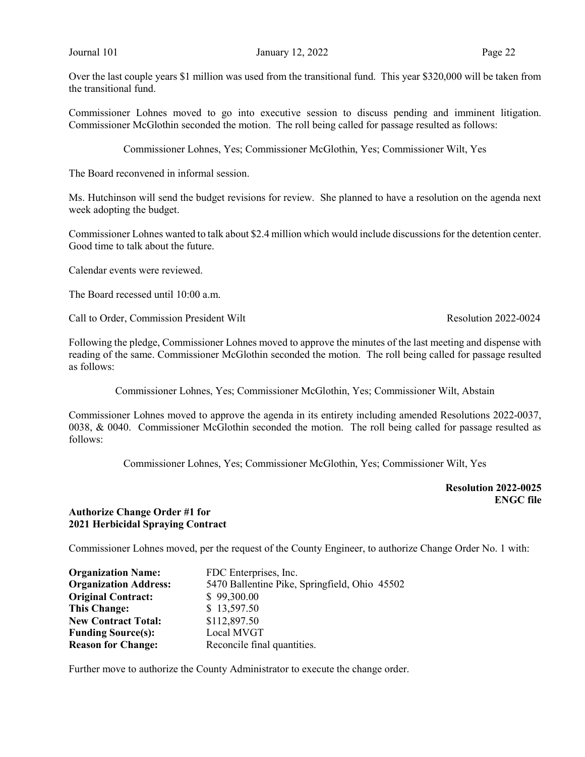Over the last couple years $1 million was used from the transitional fund. This year $320,000 will be taken from the transitional fund.

Commissioner Lohnes moved to go into executive session to discuss pending and imminent litigation. Commissioner McGlothin seconded the motion. The roll being called for passage resulted as follows:

Commissioner Lohnes, Yes; Commissioner McGlothin, Yes; Commissioner Wilt, Yes

The Board reconvened in informal session.

Ms. Hutchinson will send the budget revisions for review. She planned to have a resolution on the agenda next week adopting the budget.

Commissioner Lohnes wanted to talk about $2.4 million which would include discussions for the detention center. Good time to talk about the future.

Calendar events were reviewed.

The Board recessed until 10:00 a.m.

Call to Order, Commission President Wilt — Resolution 2022-0024

Following the pledge, Commissioner Lohnes moved to approve the minutes of the last meeting and dispense with reading of the same. Commissioner McGlothin seconded the motion. The roll being called for passage resulted as follows:

Commissioner Lohnes, Yes; Commissioner McGlothin, Yes; Commissioner Wilt, Abstain

Commissioner Lohnes moved to approve the agenda in its entirety including amended Resolutions 2022-0037, 0038, & 0040. Commissioner McGlothin seconded the motion. The roll being called for passage resulted as follows:

Commissioner Lohnes, Yes; Commissioner McGlothin, Yes; Commissioner Wilt, Yes

**Resolution 2022-0025**
**ENGC file**

**Authorize Change Order #1 for 2021 Herbicidal Spraying Contract**

Commissioner Lohnes moved, per the request of the County Engineer, to authorize Change Order No. 1 with:

| | |
|---|---|
| **Organization Name:** | FDC Enterprises, Inc. |
| **Organization Address:** | 5470 Ballentine Pike, Springfield, Ohio 45502 |
| **Original Contract:** | $ 99,300.00 |
| **This Change:** | $ 13,597.50 |
| **New Contract Total:** | $112,897.50 |
| **Funding Source(s):** | Local MVGT |
| **Reason for Change:** | Reconcile final quantities. |

Further move to authorize the County Administrator to execute the change order.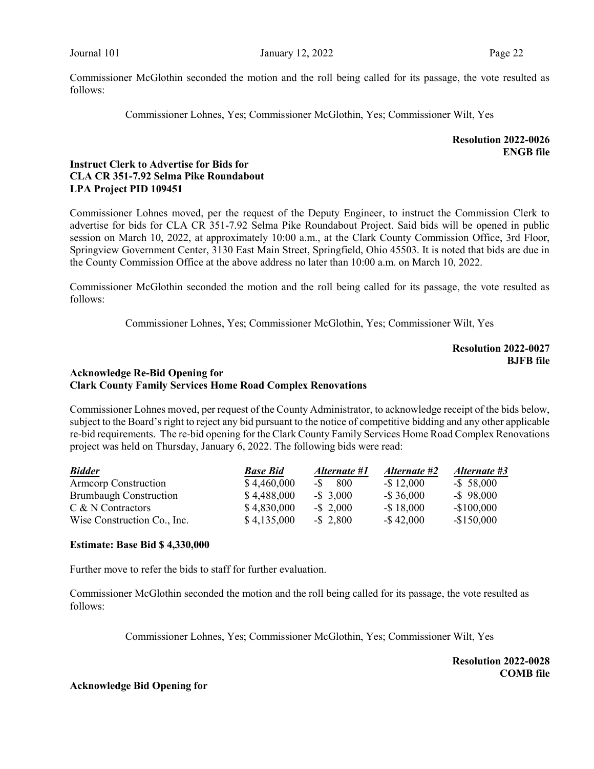Commissioner McGlothin seconded the motion and the roll being called for its passage, the vote resulted as follows:

Commissioner Lohnes, Yes; Commissioner McGlothin, Yes; Commissioner Wilt, Yes

**Resolution 2022-0026**
**ENGB file**

**Instruct Clerk to Advertise for Bids for**
**CLA CR 351-7.92 Selma Pike Roundabout**
**LPA Project PID 109451**

Commissioner Lohnes moved, per the request of the Deputy Engineer, to instruct the Commission Clerk to advertise for bids for CLA CR 351-7.92 Selma Pike Roundabout Project. Said bids will be opened in public session on March 10, 2022, at approximately 10:00 a.m., at the Clark County Commission Office, 3rd Floor, Springview Government Center, 3130 East Main Street, Springfield, Ohio 45503. It is noted that bids are due in the County Commission Office at the above address no later than 10:00 a.m. on March 10, 2022.

Commissioner McGlothin seconded the motion and the roll being called for its passage, the vote resulted as follows:

Commissioner Lohnes, Yes; Commissioner McGlothin, Yes; Commissioner Wilt, Yes

**Resolution 2022-0027**
**BJFB file**

**Acknowledge Re-Bid Opening for**
**Clark County Family Services Home Road Complex Renovations**

Commissioner Lohnes moved, per request of the County Administrator, to acknowledge receipt of the bids below, subject to the Board's right to reject any bid pursuant to the notice of competitive bidding and any other applicable re-bid requirements. The re-bid opening for the Clark County Family Services Home Road Complex Renovations project was held on Thursday, January 6, 2022. The following bids were read:

| ***Bidder*** | ***Base Bid*** | ***Alternate #1*** | ***Alternate #2*** | ***Alternate #3*** |
|---|---|---|---|---|
| Armcorp Construction | $ 4,460,000 | -$ 800 | -$ 12,000 | -$ 58,000 |
| Brumbaugh Construction | $ 4,488,000 | -$ 3,000 | -$ 36,000 | -$ 98,000 |
| C & N Contractors | $ 4,830,000 | -$ 2,000 | -$ 18,000 | -$100,000 |
| Wise Construction Co., Inc. | $ 4,135,000 | -$ 2,800 | -$ 42,000 | -$150,000 |

**Estimate: Base Bid $ 4,330,000**

Further move to refer the bids to staff for further evaluation.

Commissioner McGlothin seconded the motion and the roll being called for its passage, the vote resulted as follows:

Commissioner Lohnes, Yes; Commissioner McGlothin, Yes; Commissioner Wilt, Yes

**Resolution 2022-0028**
**COMB file**

**Acknowledge Bid Opening for**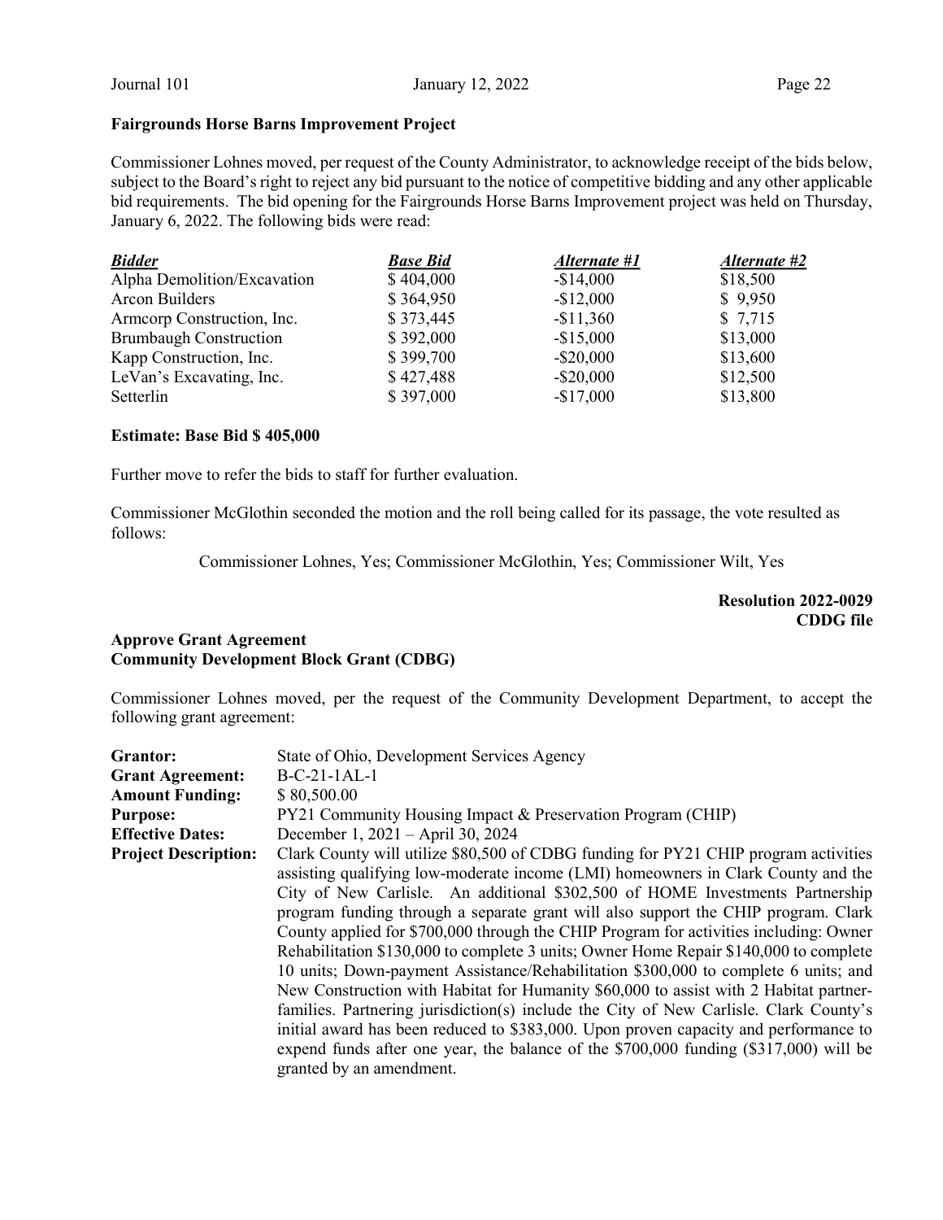**Fairgrounds Horse Barns Improvement Project**

Commissioner Lohnes moved, per request of the County Administrator, to acknowledge receipt of the bids below, subject to the Board's right to reject any bid pursuant to the notice of competitive bidding and any other applicable bid requirements. The bid opening for the Fairgrounds Horse Barns Improvement project was held on Thursday, January 6, 2022. The following bids were read:

| ***Bidder*** | ***Base Bid*** | ***Alternate #1*** | ***Alternate #2*** |
|---|---|---|---|
| Alpha Demolition/Excavation | $ 404,000 | -$14,000 | $18,500 |
| Arcon Builders | $ 364,950 | -$12,000 | $ 9,950 |
| Armcorp Construction, Inc. | $ 373,445 | -$11,360 | $ 7,715 |
| Brumbaugh Construction | $ 392,000 | -$15,000 | $13,000 |
| Kapp Construction, Inc. | $ 399,700 | -$20,000 | $13,600 |
| LeVan's Excavating, Inc. | $ 427,488 | -$20,000 | $12,500 |
| Setterlin | $ 397,000 | -$17,000 | $13,800 |

**Estimate: Base Bid $ 405,000**

Further move to refer the bids to staff for further evaluation.

Commissioner McGlothin seconded the motion and the roll being called for its passage, the vote resulted as follows:

Commissioner Lohnes, Yes; Commissioner McGlothin, Yes; Commissioner Wilt, Yes

**Resolution 2022-0029**
**CDDG file**

**Approve Grant Agreement**
**Community Development Block Grant (CDBG)**

Commissioner Lohnes moved, per the request of the Community Development Department, to accept the following grant agreement:

**Grantor:** State of Ohio, Development Services Agency
**Grant Agreement:** B-C-21-1AL-1
**Amount Funding:** $ 80,500.00
**Purpose:** PY21 Community Housing Impact & Preservation Program (CHIP)
**Effective Dates:** December 1, 2021 – April 30, 2024
**Project Description:** Clark County will utilize $80,500 of CDBG funding for PY21 CHIP program activities assisting qualifying low-moderate income (LMI) homeowners in Clark County and the City of New Carlisle. An additional $302,500 of HOME Investments Partnership program funding through a separate grant will also support the CHIP program. Clark County applied for $700,000 through the CHIP Program for activities including: Owner Rehabilitation $130,000 to complete 3 units; Owner Home Repair $140,000 to complete 10 units; Down-payment Assistance/Rehabilitation $300,000 to complete 6 units; and New Construction with Habitat for Humanity $60,000 to assist with 2 Habitat partner-families. Partnering jurisdiction(s) include the City of New Carlisle. Clark County's initial award has been reduced to $383,000. Upon proven capacity and performance to expend funds after one year, the balance of the $700,000 funding ($317,000) will be granted by an amendment.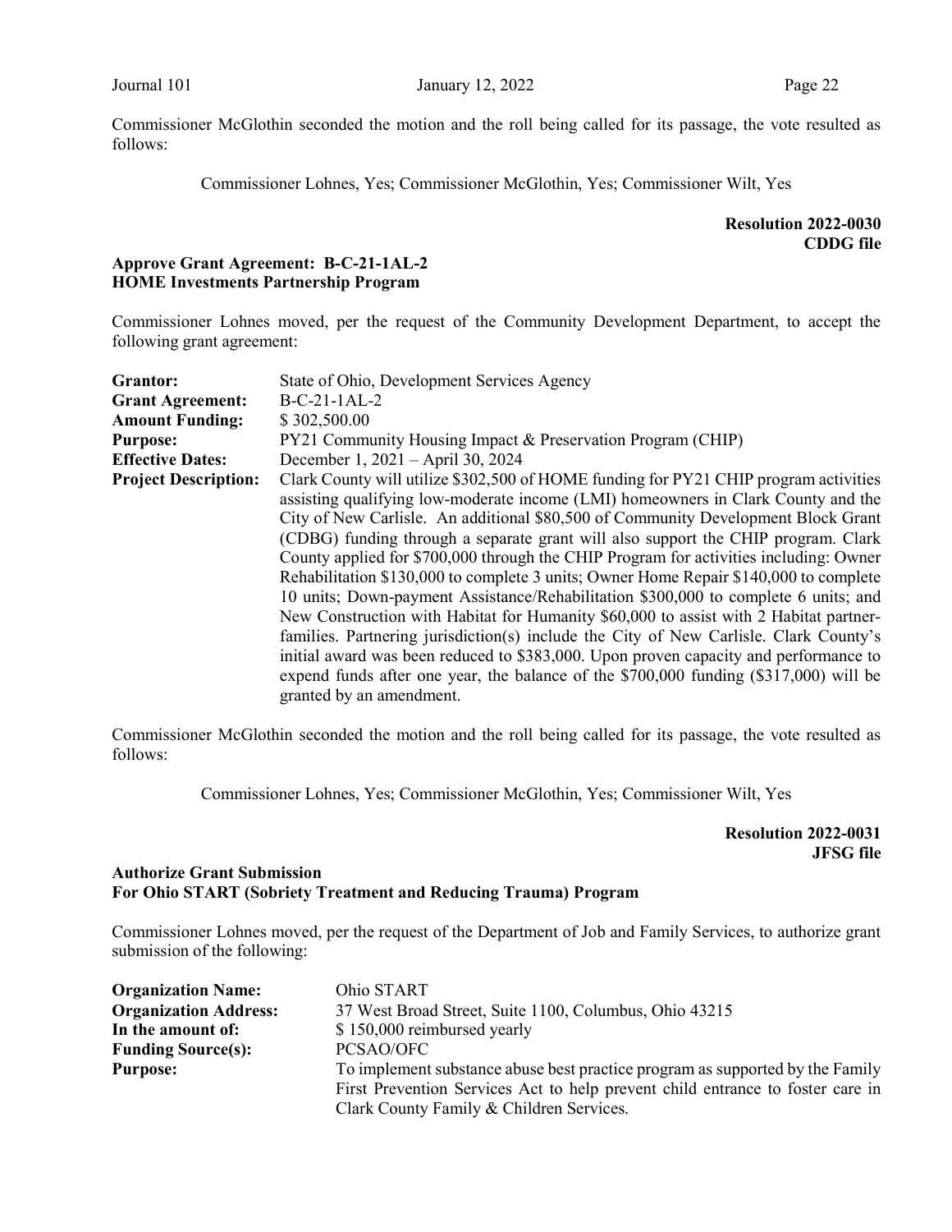Commissioner McGlothin seconded the motion and the roll being called for its passage, the vote resulted as follows:

Commissioner Lohnes, Yes; Commissioner McGlothin, Yes; Commissioner Wilt, Yes

**Resolution 2022-0030**
**CDDG file**

**Approve Grant Agreement: B-C-21-1AL-2**
**HOME Investments Partnership Program**

Commissioner Lohnes moved, per the request of the Community Development Department, to accept the following grant agreement:

| | |
|---|---|
| **Grantor:** | State of Ohio, Development Services Agency |
| **Grant Agreement:** | B-C-21-1AL-2 |
| **Amount Funding:** | $ 302,500.00 |
| **Purpose:** | PY21 Community Housing Impact & Preservation Program (CHIP) |
| **Effective Dates:** | December 1, 2021 – April 30, 2024 |
| **Project Description:** | Clark County will utilize $302,500 of HOME funding for PY21 CHIP program activities assisting qualifying low-moderate income (LMI) homeowners in Clark County and the City of New Carlisle. An additional $80,500 of Community Development Block Grant (CDBG) funding through a separate grant will also support the CHIP program. Clark County applied for $700,000 through the CHIP Program for activities including: Owner Rehabilitation $130,000 to complete 3 units; Owner Home Repair $140,000 to complete 10 units; Down-payment Assistance/Rehabilitation $300,000 to complete 6 units; and New Construction with Habitat for Humanity $60,000 to assist with 2 Habitat partner-families. Partnering jurisdiction(s) include the City of New Carlisle. Clark County's initial award was been reduced to $383,000. Upon proven capacity and performance to expend funds after one year, the balance of the $700,000 funding ($317,000) will be granted by an amendment. |

Commissioner McGlothin seconded the motion and the roll being called for its passage, the vote resulted as follows:

Commissioner Lohnes, Yes; Commissioner McGlothin, Yes; Commissioner Wilt, Yes

**Resolution 2022-0031**
**JFSG file**

**Authorize Grant Submission**
**For Ohio START (Sobriety Treatment and Reducing Trauma) Program**

Commissioner Lohnes moved, per the request of the Department of Job and Family Services, to authorize grant submission of the following:

| | |
|---|---|
| **Organization Name:** | Ohio START |
| **Organization Address:** | 37 West Broad Street, Suite 1100, Columbus, Ohio 43215 |
| **In the amount of:** | $ 150,000 reimbursed yearly |
| **Funding Source(s):** | PCSAO/OFC |
| **Purpose:** | To implement substance abuse best practice program as supported by the Family First Prevention Services Act to help prevent child entrance to foster care in Clark County Family & Children Services. |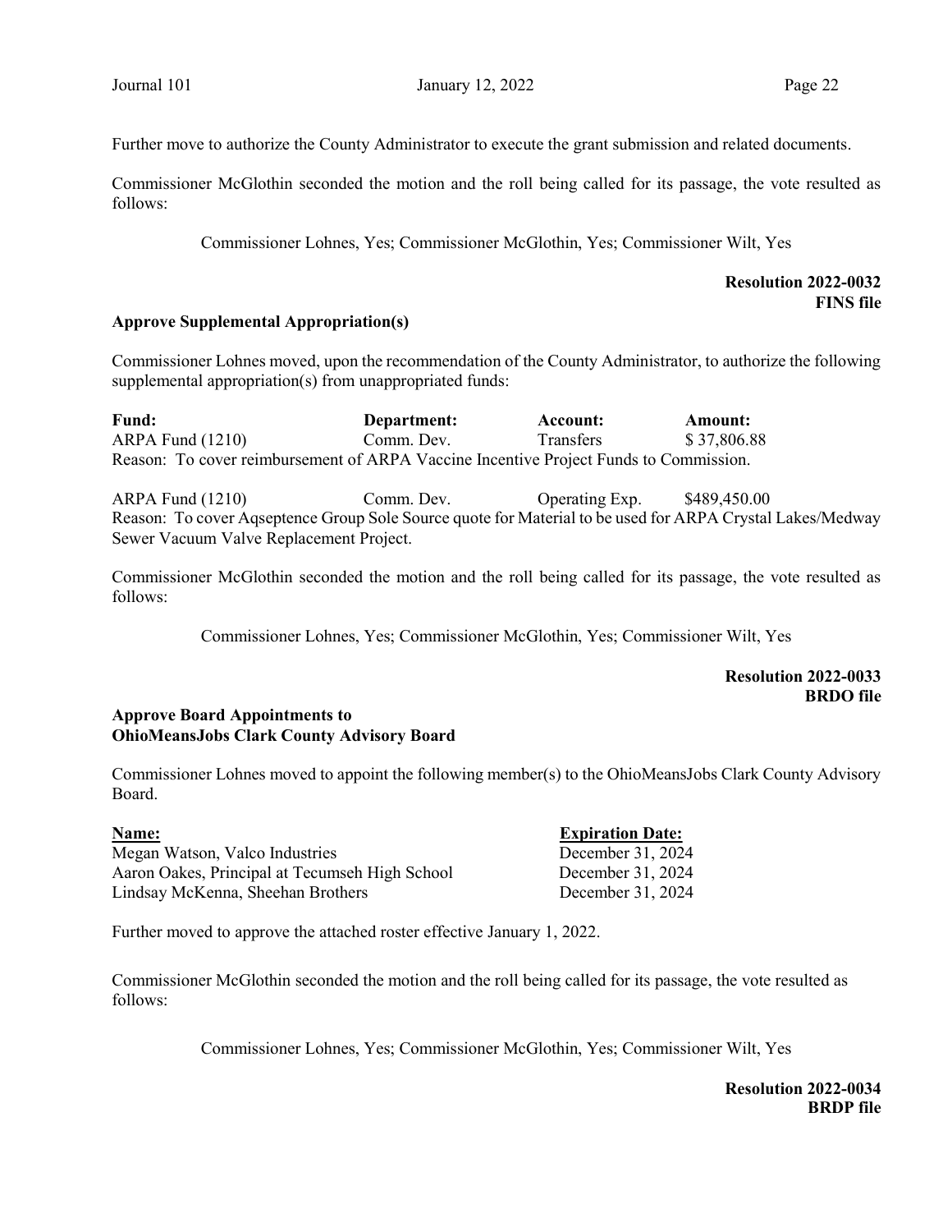Further move to authorize the County Administrator to execute the grant submission and related documents.

Commissioner McGlothin seconded the motion and the roll being called for its passage, the vote resulted as follows:

Commissioner Lohnes, Yes; Commissioner McGlothin, Yes; Commissioner Wilt, Yes

**Resolution 2022-0032**
**FINS file**

**Approve Supplemental Appropriation(s)**

Commissioner Lohnes moved, upon the recommendation of the County Administrator, to authorize the following supplemental appropriation(s) from unappropriated funds:

| Fund: | Department: | Account: | Amount: |
|---|---|---|---|
| ARPA Fund (1210) | Comm. Dev. | Transfers | $ 37,806.88 |

Reason: To cover reimbursement of ARPA Vaccine Incentive Project Funds to Commission.

| Fund: | Department: | Account: | Amount: |
|---|---|---|---|
| ARPA Fund (1210) | Comm. Dev. | Operating Exp. | $489,450.00 |

Reason: To cover Aqseptence Group Sole Source quote for Material to be used for ARPA Crystal Lakes/Medway Sewer Vacuum Valve Replacement Project.

Commissioner McGlothin seconded the motion and the roll being called for its passage, the vote resulted as follows:

Commissioner Lohnes, Yes; Commissioner McGlothin, Yes; Commissioner Wilt, Yes

**Resolution 2022-0033**
**BRDO file**

**Approve Board Appointments to OhioMeansJobs Clark County Advisory Board**

Commissioner Lohnes moved to appoint the following member(s) to the OhioMeansJobs Clark County Advisory Board.

| Name: | Expiration Date: |
|---|---|
| Megan Watson, Valco Industries | December 31, 2024 |
| Aaron Oakes, Principal at Tecumseh High School | December 31, 2024 |
| Lindsay McKenna, Sheehan Brothers | December 31, 2024 |

Further moved to approve the attached roster effective January 1, 2022.

Commissioner McGlothin seconded the motion and the roll being called for its passage, the vote resulted as follows:

Commissioner Lohnes, Yes; Commissioner McGlothin, Yes; Commissioner Wilt, Yes

**Resolution 2022-0034**
**BRDP file**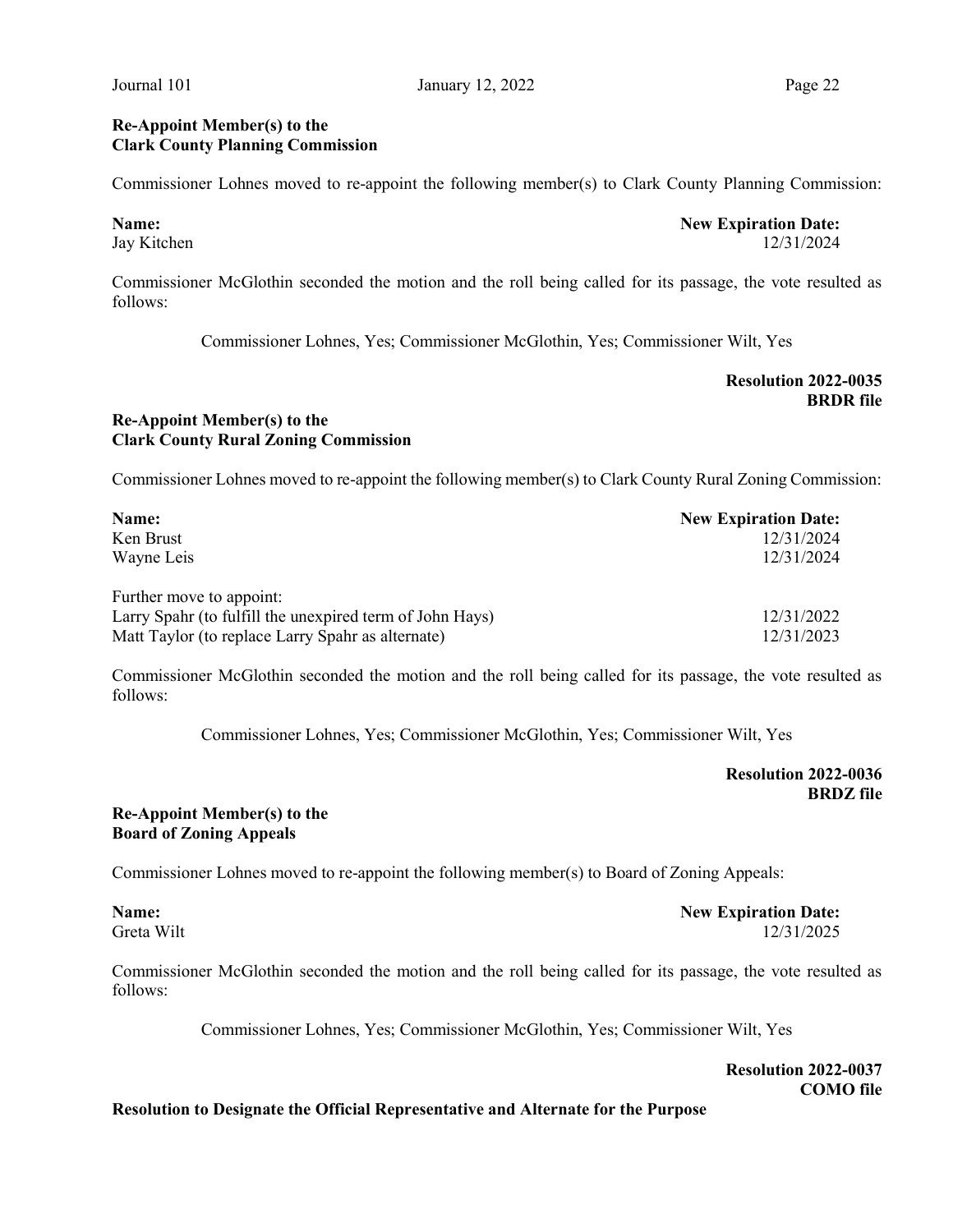**Re-Appoint Member(s) to the**
**Clark County Planning Commission**

Commissioner Lohnes moved to re-appoint the following member(s) to Clark County Planning Commission:

| **Name:** | **New Expiration Date:** |
|---|---|
| Jay Kitchen | 12/31/2024 |

Commissioner McGlothin seconded the motion and the roll being called for its passage, the vote resulted as follows:

Commissioner Lohnes, Yes; Commissioner McGlothin, Yes; Commissioner Wilt, Yes

**Resolution 2022-0035**
**BRDR file**

**Re-Appoint Member(s) to the**
**Clark County Rural Zoning Commission**

Commissioner Lohnes moved to re-appoint the following member(s) to Clark County Rural Zoning Commission:

| **Name:** | **New Expiration Date:** |
|---|---|
| Ken Brust | 12/31/2024 |
| Wayne Leis | 12/31/2024 |
| | |
| Further move to appoint: | |
| Larry Spahr (to fulfill the unexpired term of John Hays) | 12/31/2022 |
| Matt Taylor (to replace Larry Spahr as alternate) | 12/31/2023 |

Commissioner McGlothin seconded the motion and the roll being called for its passage, the vote resulted as follows:

Commissioner Lohnes, Yes; Commissioner McGlothin, Yes; Commissioner Wilt, Yes

**Resolution 2022-0036**
**BRDZ file**

**Re-Appoint Member(s) to the**
**Board of Zoning Appeals**

Commissioner Lohnes moved to re-appoint the following member(s) to Board of Zoning Appeals:

| **Name:** | **New Expiration Date:** |
|---|---|
| Greta Wilt | 12/31/2025 |

Commissioner McGlothin seconded the motion and the roll being called for its passage, the vote resulted as follows:

Commissioner Lohnes, Yes; Commissioner McGlothin, Yes; Commissioner Wilt, Yes

**Resolution 2022-0037**
**COMO file**

**Resolution to Designate the Official Representative and Alternate for the Purpose**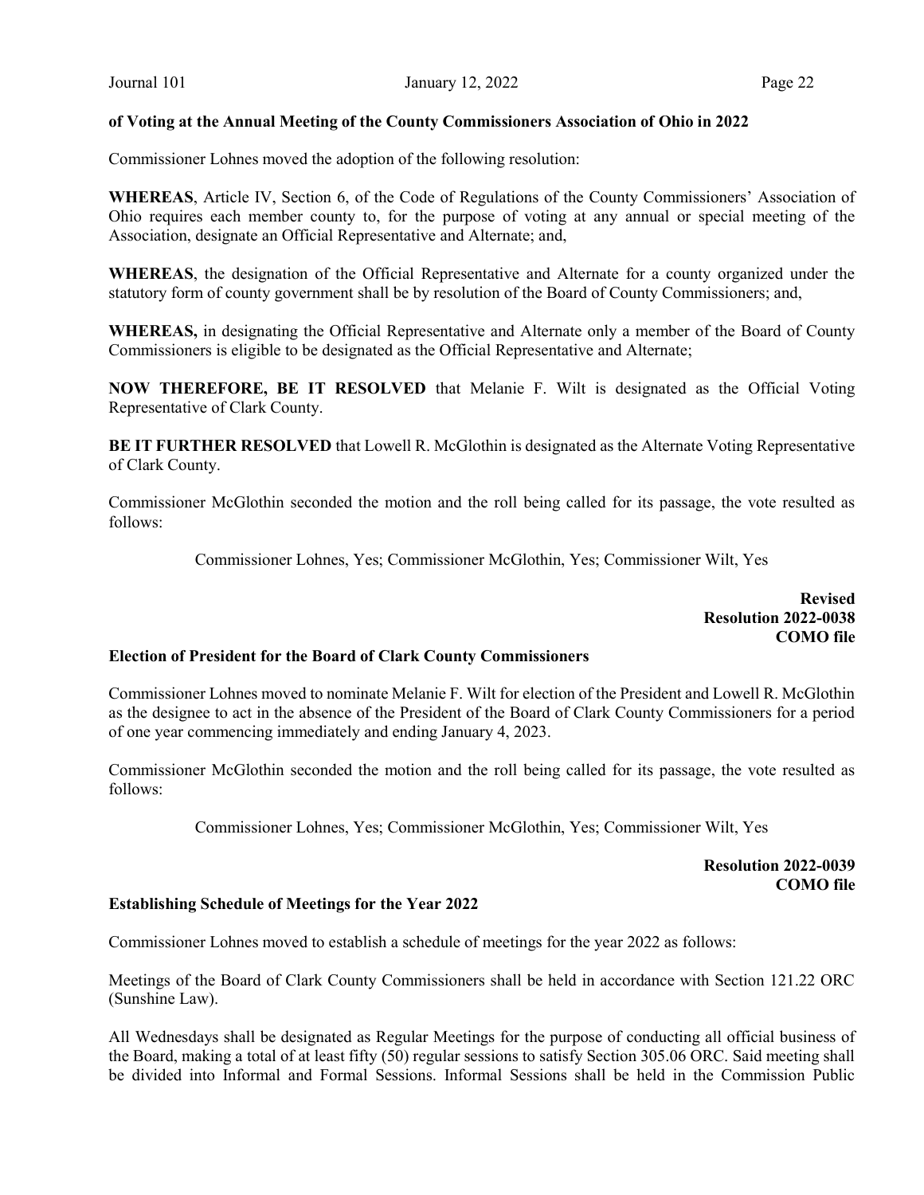**of Voting at the Annual Meeting of the County Commissioners Association of Ohio in 2022**

Commissioner Lohnes moved the adoption of the following resolution:

**WHEREAS**, Article IV, Section 6, of the Code of Regulations of the County Commissioners' Association of Ohio requires each member county to, for the purpose of voting at any annual or special meeting of the Association, designate an Official Representative and Alternate; and,

**WHEREAS**, the designation of the Official Representative and Alternate for a county organized under the statutory form of county government shall be by resolution of the Board of County Commissioners; and,

**WHEREAS,** in designating the Official Representative and Alternate only a member of the Board of County Commissioners is eligible to be designated as the Official Representative and Alternate;

**NOW THEREFORE, BE IT RESOLVED** that Melanie F. Wilt is designated as the Official Voting Representative of Clark County.

**BE IT FURTHER RESOLVED** that Lowell R. McGlothin is designated as the Alternate Voting Representative of Clark County.

Commissioner McGlothin seconded the motion and the roll being called for its passage, the vote resulted as follows:

Commissioner Lohnes, Yes; Commissioner McGlothin, Yes; Commissioner Wilt, Yes

**Revised**
**Resolution 2022-0038**
**COMO file**

**Election of President for the Board of Clark County Commissioners**

Commissioner Lohnes moved to nominate Melanie F. Wilt for election of the President and Lowell R. McGlothin as the designee to act in the absence of the President of the Board of Clark County Commissioners for a period of one year commencing immediately and ending January 4, 2023.

Commissioner McGlothin seconded the motion and the roll being called for its passage, the vote resulted as follows:

Commissioner Lohnes, Yes; Commissioner McGlothin, Yes; Commissioner Wilt, Yes

**Resolution 2022-0039**
**COMO file**

**Establishing Schedule of Meetings for the Year 2022**

Commissioner Lohnes moved to establish a schedule of meetings for the year 2022 as follows:

Meetings of the Board of Clark County Commissioners shall be held in accordance with Section 121.22 ORC (Sunshine Law).

All Wednesdays shall be designated as Regular Meetings for the purpose of conducting all official business of the Board, making a total of at least fifty (50) regular sessions to satisfy Section 305.06 ORC. Said meeting shall be divided into Informal and Formal Sessions. Informal Sessions shall be held in the Commission Public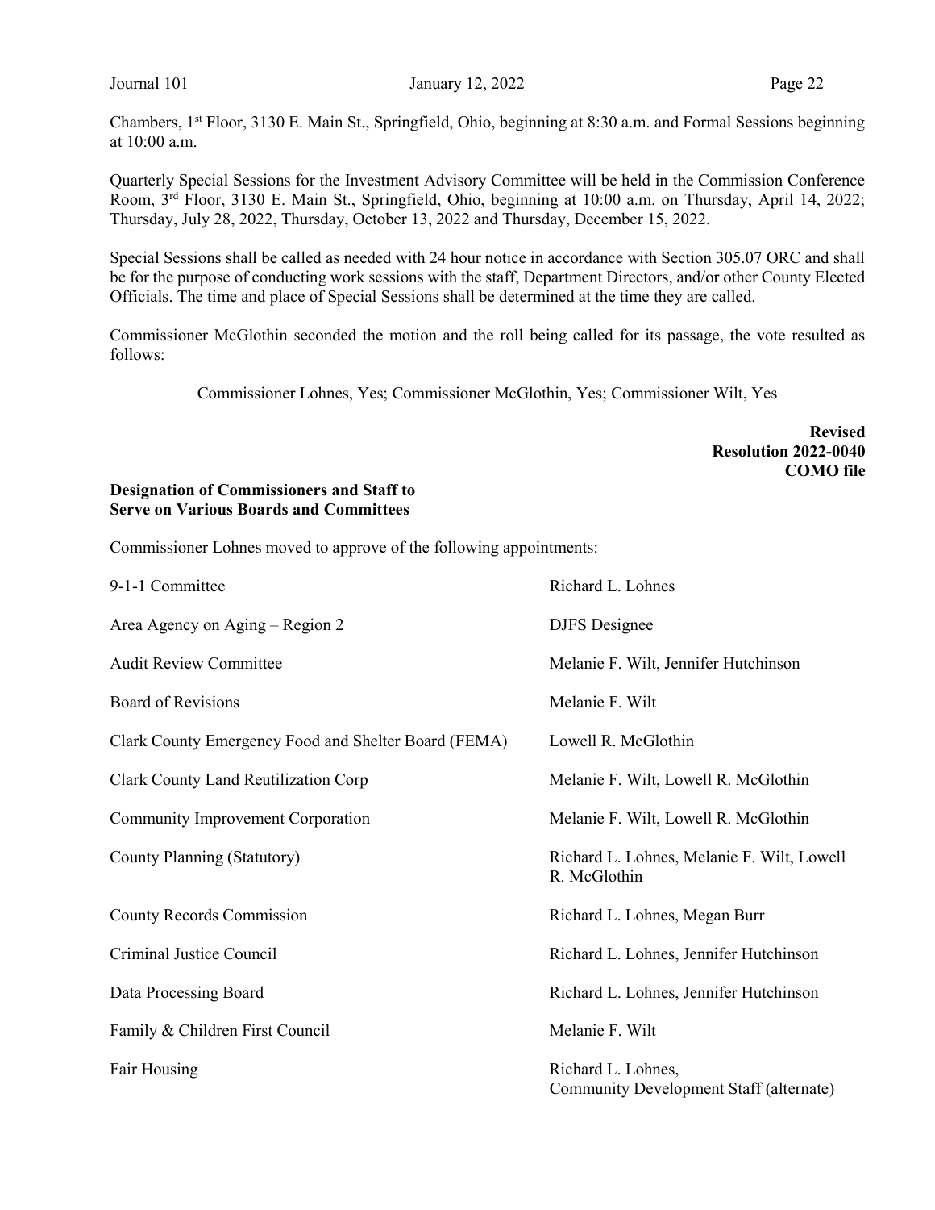Chambers, 1st Floor, 3130 E. Main St., Springfield, Ohio, beginning at 8:30 a.m. and Formal Sessions beginning at 10:00 a.m.

Quarterly Special Sessions for the Investment Advisory Committee will be held in the Commission Conference Room, 3rd Floor, 3130 E. Main St., Springfield, Ohio, beginning at 10:00 a.m. on Thursday, April 14, 2022; Thursday, July 28, 2022, Thursday, October 13, 2022 and Thursday, December 15, 2022.

Special Sessions shall be called as needed with 24 hour notice in accordance with Section 305.07 ORC and shall be for the purpose of conducting work sessions with the staff, Department Directors, and/or other County Elected Officials. The time and place of Special Sessions shall be determined at the time they are called.

Commissioner McGlothin seconded the motion and the roll being called for its passage, the vote resulted as follows:

Commissioner Lohnes, Yes; Commissioner McGlothin, Yes; Commissioner Wilt, Yes

**Revised**
**Resolution 2022-0040**
**COMO file**

**Designation of Commissioners and Staff to Serve on Various Boards and Committees**

Commissioner Lohnes moved to approve of the following appointments:

| | |
|---|---|
| 9-1-1 Committee | Richard L. Lohnes |
| Area Agency on Aging – Region 2 | DJFS Designee |
| Audit Review Committee | Melanie F. Wilt, Jennifer Hutchinson |
| Board of Revisions | Melanie F. Wilt |
| Clark County Emergency Food and Shelter Board (FEMA) | Lowell R. McGlothin |
| Clark County Land Reutilization Corp | Melanie F. Wilt, Lowell R. McGlothin |
| Community Improvement Corporation | Melanie F. Wilt, Lowell R. McGlothin |
| County Planning (Statutory) | Richard L. Lohnes, Melanie F. Wilt, Lowell R. McGlothin |
| County Records Commission | Richard L. Lohnes, Megan Burr |
| Criminal Justice Council | Richard L. Lohnes, Jennifer Hutchinson |
| Data Processing Board | Richard L. Lohnes, Jennifer Hutchinson |
| Family & Children First Council | Melanie F. Wilt |
| Fair Housing | Richard L. Lohnes, Community Development Staff (alternate) |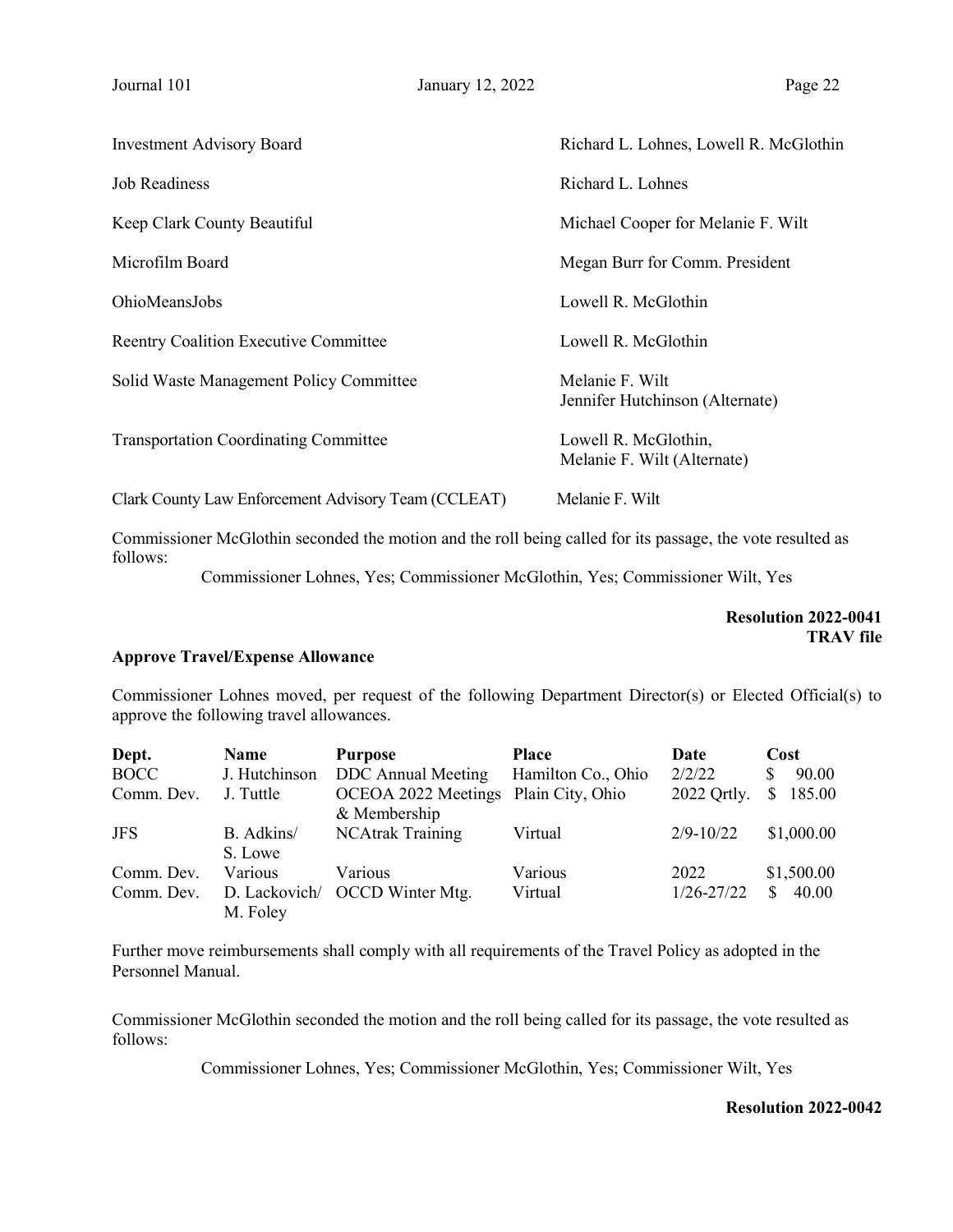| | |
|---|---|
| Investment Advisory Board | Richard L. Lohnes, Lowell R. McGlothin |
| Job Readiness | Richard L. Lohnes |
| Keep Clark County Beautiful | Michael Cooper for Melanie F. Wilt |
| Microfilm Board | Megan Burr for Comm. President |
| OhioMeansJobs | Lowell R. McGlothin |
| Reentry Coalition Executive Committee | Lowell R. McGlothin |
| Solid Waste Management Policy Committee | Melanie F. Wilt<br>Jennifer Hutchinson (Alternate) |
| Transportation Coordinating Committee | Lowell R. McGlothin,<br>Melanie F. Wilt (Alternate) |
| Clark County Law Enforcement Advisory Team (CCLEAT) | Melanie F. Wilt |

Commissioner McGlothin seconded the motion and the roll being called for its passage, the vote resulted as follows:

Commissioner Lohnes, Yes; Commissioner McGlothin, Yes; Commissioner Wilt, Yes

**Resolution 2022-0041**
**TRAV file**

**Approve Travel/Expense Allowance**

Commissioner Lohnes moved, per request of the following Department Director(s) or Elected Official(s) to approve the following travel allowances.

| Dept. | Name | Purpose | Place | Date | Cost |
|---|---|---|---|---|---|
| BOCC | J. Hutchinson | DDC Annual Meeting | Hamilton Co., Ohio | 2/2/22 | $ 90.00 |
| Comm. Dev. | J. Tuttle | OCEOA 2022 Meetings & Membership | Plain City, Ohio | 2022 Qrtly. | $ 185.00 |
| JFS | B. Adkins/ S. Lowe | NCAtrak Training | Virtual | 2/9-10/22 | $1,000.00 |
| Comm. Dev. | Various | Various | Various | 2022 | $1,500.00 |
| Comm. Dev. | D. Lackovich/ M. Foley | OCCD Winter Mtg. | Virtual | 1/26-27/22 | $ 40.00 |

Further move reimbursements shall comply with all requirements of the Travel Policy as adopted in the Personnel Manual.

Commissioner McGlothin seconded the motion and the roll being called for its passage, the vote resulted as follows:

Commissioner Lohnes, Yes; Commissioner McGlothin, Yes; Commissioner Wilt, Yes

**Resolution 2022-0042**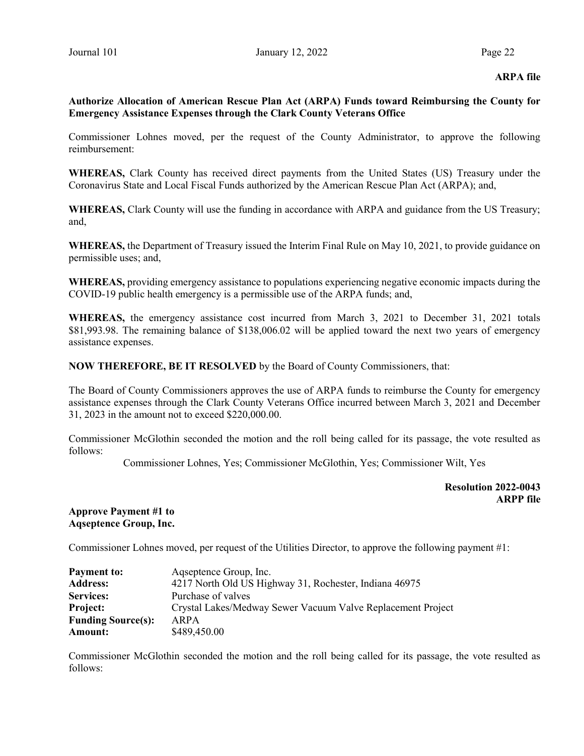**ARPA file**

**Authorize Allocation of American Rescue Plan Act (ARPA) Funds toward Reimbursing the County for Emergency Assistance Expenses through the Clark County Veterans Office**

Commissioner Lohnes moved, per the request of the County Administrator, to approve the following reimbursement:

**WHEREAS,** Clark County has received direct payments from the United States (US) Treasury under the Coronavirus State and Local Fiscal Funds authorized by the American Rescue Plan Act (ARPA); and,

**WHEREAS,** Clark County will use the funding in accordance with ARPA and guidance from the US Treasury; and,

**WHEREAS,** the Department of Treasury issued the Interim Final Rule on May 10, 2021, to provide guidance on permissible uses; and,

**WHEREAS,** providing emergency assistance to populations experiencing negative economic impacts during the COVID-19 public health emergency is a permissible use of the ARPA funds; and,

**WHEREAS,** the emergency assistance cost incurred from March 3, 2021 to December 31, 2021 totals $81,993.98. The remaining balance of $138,006.02 will be applied toward the next two years of emergency assistance expenses.

**NOW THEREFORE, BE IT RESOLVED** by the Board of County Commissioners, that:

The Board of County Commissioners approves the use of ARPA funds to reimburse the County for emergency assistance expenses through the Clark County Veterans Office incurred between March 3, 2021 and December 31, 2023 in the amount not to exceed $220,000.00.

Commissioner McGlothin seconded the motion and the roll being called for its passage, the vote resulted as follows:

Commissioner Lohnes, Yes; Commissioner McGlothin, Yes; Commissioner Wilt, Yes

**Resolution 2022-0043**
**ARPP file**

**Approve Payment #1 to Aqseptence Group, Inc.**

Commissioner Lohnes moved, per request of the Utilities Director, to approve the following payment #1:

| | |
|---|---|
| **Payment to:** | Aqseptence Group, Inc. |
| **Address:** | 4217 North Old US Highway 31, Rochester, Indiana 46975 |
| **Services:** | Purchase of valves |
| **Project:** | Crystal Lakes/Medway Sewer Vacuum Valve Replacement Project |
| **Funding Source(s):** | ARPA |
| **Amount:** | $489,450.00 |

Commissioner McGlothin seconded the motion and the roll being called for its passage, the vote resulted as follows: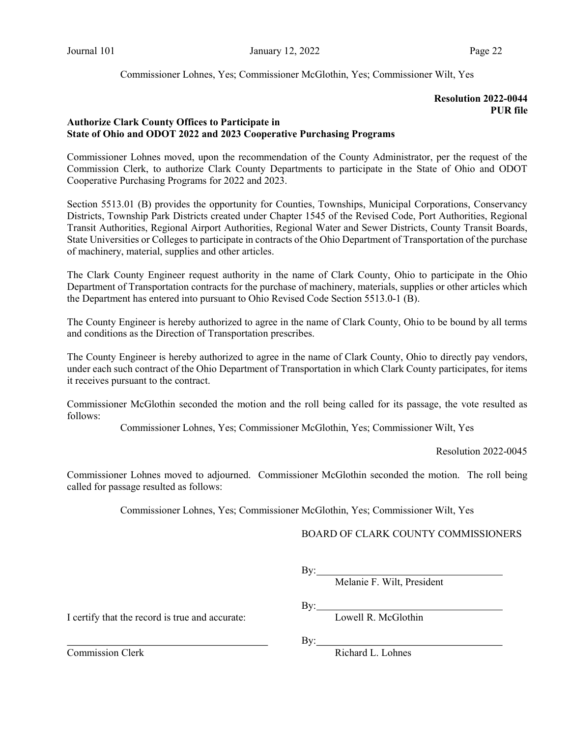Commissioner Lohnes, Yes; Commissioner McGlothin, Yes; Commissioner Wilt, Yes

**Resolution 2022-0044**
**PUR file**

**Authorize Clark County Offices to Participate in**
**State of Ohio and ODOT 2022 and 2023 Cooperative Purchasing Programs**

Commissioner Lohnes moved, upon the recommendation of the County Administrator, per the request of the Commission Clerk, to authorize Clark County Departments to participate in the State of Ohio and ODOT Cooperative Purchasing Programs for 2022 and 2023.

Section 5513.01 (B) provides the opportunity for Counties, Townships, Municipal Corporations, Conservancy Districts, Township Park Districts created under Chapter 1545 of the Revised Code, Port Authorities, Regional Transit Authorities, Regional Airport Authorities, Regional Water and Sewer Districts, County Transit Boards, State Universities or Colleges to participate in contracts of the Ohio Department of Transportation of the purchase of machinery, material, supplies and other articles.

The Clark County Engineer request authority in the name of Clark County, Ohio to participate in the Ohio Department of Transportation contracts for the purchase of machinery, materials, supplies or other articles which the Department has entered into pursuant to Ohio Revised Code Section 5513.0-1 (B).

The County Engineer is hereby authorized to agree in the name of Clark County, Ohio to be bound by all terms and conditions as the Direction of Transportation prescribes.

The County Engineer is hereby authorized to agree in the name of Clark County, Ohio to directly pay vendors, under each such contract of the Ohio Department of Transportation in which Clark County participates, for items it receives pursuant to the contract.

Commissioner McGlothin seconded the motion and the roll being called for its passage, the vote resulted as follows:

Commissioner Lohnes, Yes; Commissioner McGlothin, Yes; Commissioner Wilt, Yes

Resolution 2022-0045

Commissioner Lohnes moved to adjourned. Commissioner McGlothin seconded the motion. The roll being called for passage resulted as follows:

Commissioner Lohnes, Yes; Commissioner McGlothin, Yes; Commissioner Wilt, Yes

BOARD OF CLARK COUNTY COMMISSIONERS

By:\_\_\_\_\_\_\_\_\_\_\_\_\_\_\_\_\_\_\_\_\_\_\_\_\_\_\_\_\_\_\_\_
Melanie F. Wilt, President

By:\_\_\_\_\_\_\_\_\_\_\_\_\_\_\_\_\_\_\_\_\_\_\_\_\_\_\_\_\_\_\_\_
Lowell R. McGlothin

By:\_\_\_\_\_\_\_\_\_\_\_\_\_\_\_\_\_\_\_\_\_\_\_\_\_\_\_\_\_\_\_\_
Richard L. Lohnes

I certify that the record is true and accurate:

\_\_\_\_\_\_\_\_\_\_\_\_\_\_\_\_\_\_\_\_\_\_\_\_\_\_\_\_\_\_\_\_
Commission Clerk